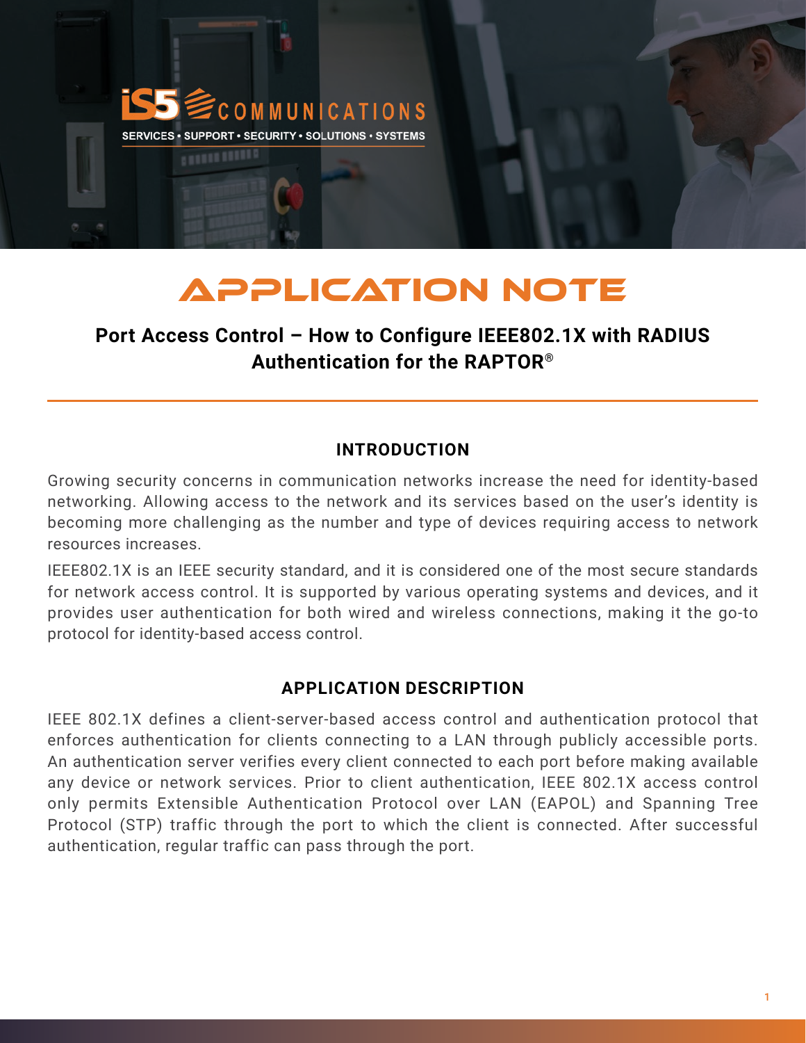# APPLICATION NOTE

## Port Access Control – How to Configure IEEE802.1X with RADIUS Authentication for the RAPTOR®

### INTRODUCTION

Growing security concerns in communication networks increase the need for identity-based networking. Allowing access to the network and its services based on the user's identity is becoming more challenging as the number and type of devices requiring access to network resources increases.

IEEE802.1X is an IEEE security standard, and it is considered one of the most secure standards for network access control. It is supported by various operating systems and devices, and it provides user authentication for both wired and wireless connections, making it the go-to protocol for identity-based access control.

### APPLICATION DESCRIPTION

IEEE 802.1X defines a client-server-based access control and authentication protocol that enforces authentication for clients connecting to a LAN through publicly accessible ports. An authentication server verifies every client connected to each port before making available any device or network services. Prior to client authentication, IEEE 802.1X access control only permits Extensible Authentication Protocol over LAN (EAPOL) and Spanning Tree Protocol (STP) traffic through the port to which the client is connected. After successful authentication, regular traffic can pass through the port.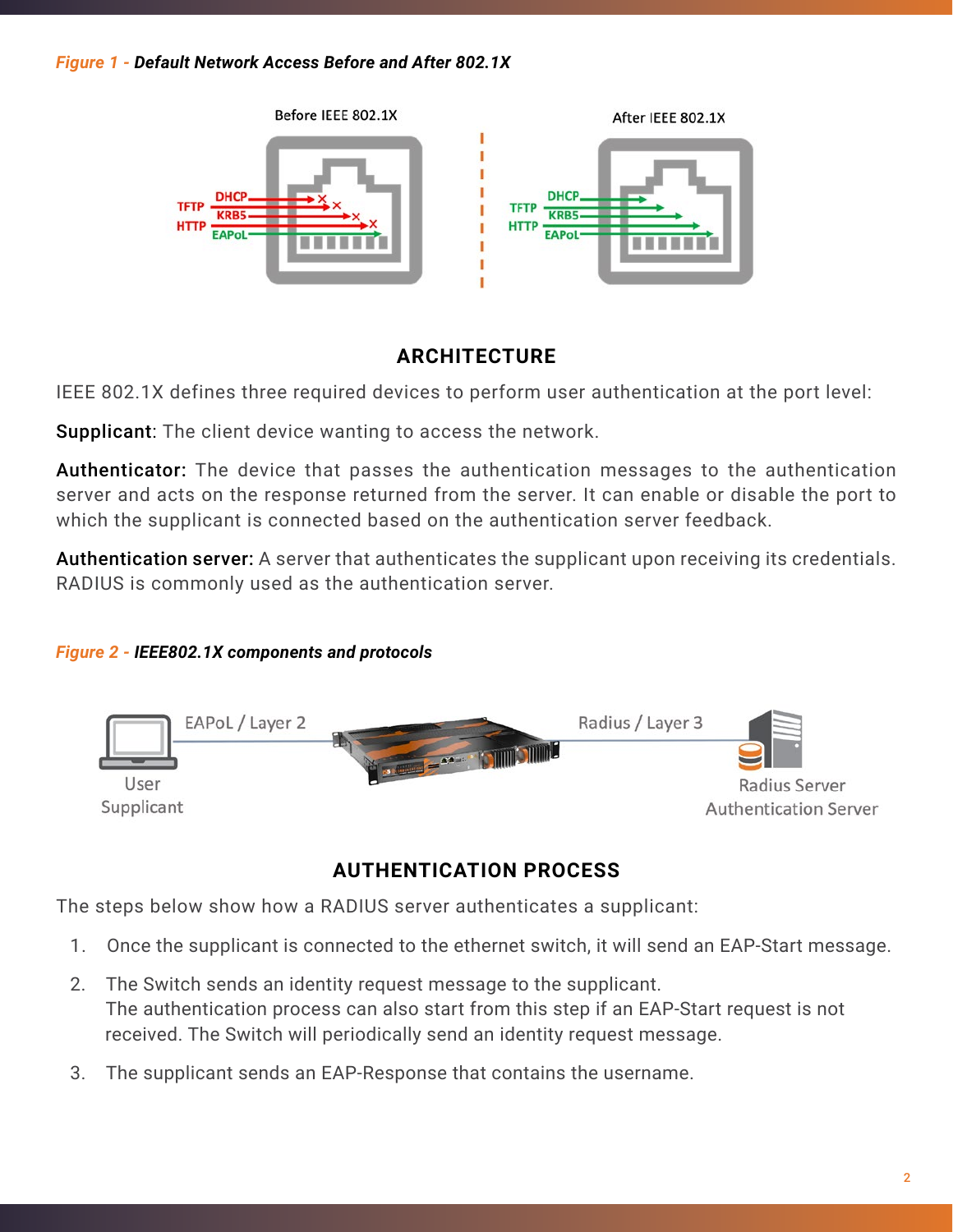*Figure 1 - Default Network Access Before and After 802.1X*

## ARCHITECTURE

IEEE 802.1X defines three required devices to perform user authentication at the port level:

**Supplicant**: The client device wanting to access the network.

**Authenticator:** The device that passes the authentication messages to the authentication server and acts on the response returned from the server. It can enable or disable the port to which the supplicant is connected based on the authentication server feedback.

**Authentication server:** A server that authenticates the supplicant upon receiving its credentials. RADIUS is commonly used as the authentication server.

*Figure 2 - IEEE802.1X components and protocols*

## AUTHENTICATION PROCESS

The steps below show how a RADIUS server authenticates a supplicant:

1. Once the supplicant is connected to the ethernet switch, it will send an EAP-Start message.
2. The Switch sends an identity request message to the supplicant.
   The authentication process can also start from this step if an EAP-Start request is not received. The Switch will periodically send an identity request message.
3. The supplicant sends an EAP-Response that contains the username.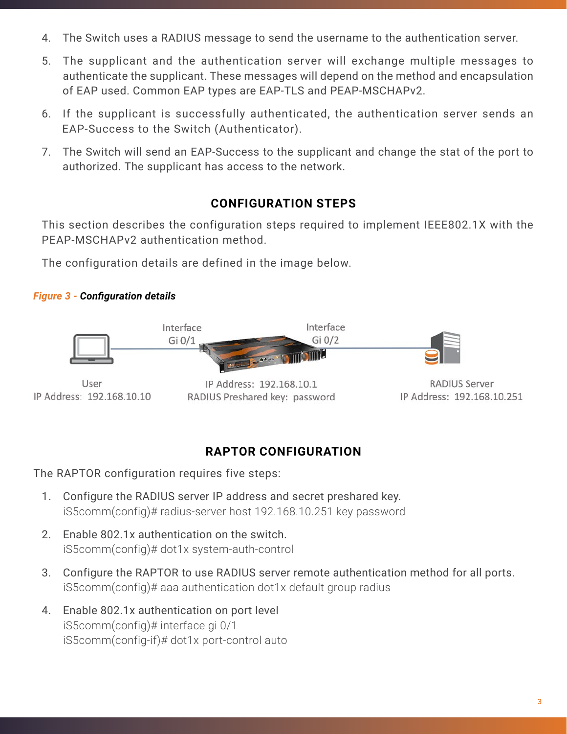4. The Switch uses a RADIUS message to send the username to the authentication server.
5. The supplicant and the authentication server will exchange multiple messages to authenticate the supplicant. These messages will depend on the method and encapsulation of EAP used. Common EAP types are EAP-TLS and PEAP-MSCHAPv2.
6. If the supplicant is successfully authenticated, the authentication server sends an EAP-Success to the Switch (Authenticator).
7. The Switch will send an EAP-Success to the supplicant and change the stat of the port to authorized. The supplicant has access to the network.

## CONFIGURATION STEPS

This section describes the configuration steps required to implement IEEE802.1X with the PEAP-MSCHAPv2 authentication method.

The configuration details are defined in the image below.

*Figure 3 - **Configuration details***

Interface Gi 0/1 — Interface Gi 0/2

User
IP Address: 192.168.10.10

IP Address: 192.168.10.1
RADIUS Preshared key: password

RADIUS Server
IP Address: 192.168.10.251

## RAPTOR CONFIGURATION

The RAPTOR configuration requires five steps:

1. Configure the RADIUS server IP address and secret preshared key.
   iS5comm(config)# radius-server host 192.168.10.251 key password
2. Enable 802.1x authentication on the switch.
   iS5comm(config)# dot1x system-auth-control
3. Configure the RAPTOR to use RADIUS server remote authentication method for all ports.
   iS5comm(config)# aaa authentication dot1x default group radius
4. Enable 802.1x authentication on port level
   iS5comm(config)# interface gi 0/1
   iS5comm(config-if)# dot1x port-control auto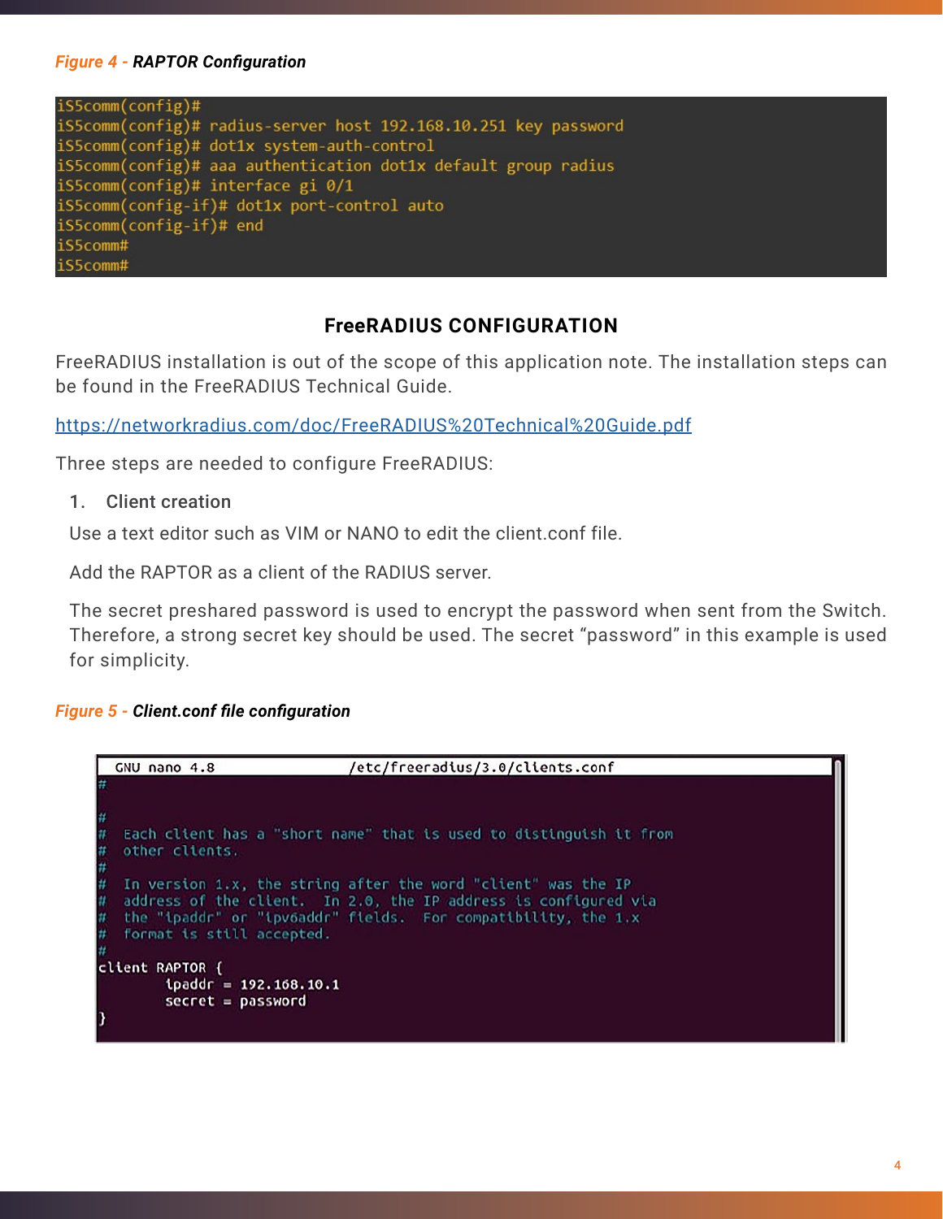*Figure 4 - **RAPTOR Configuration***

```
iS5comm(config)#
iS5comm(config)# radius-server host 192.168.10.251 key password
iS5comm(config)# dot1x system-auth-control
iS5comm(config)# aaa authentication dot1x default group radius
iS5comm(config)# interface gi 0/1
iS5comm(config-if)# dot1x port-control auto
iS5comm(config-if)# end
iS5comm#
iS5comm#
```

## FreeRADIUS CONFIGURATION

FreeRADIUS installation is out of the scope of this application note. The installation steps can be found in the FreeRADIUS Technical Guide.

https://networkradius.com/doc/FreeRADIUS%20Technical%20Guide.pdf

Three steps are needed to configure FreeRADIUS:

1. Client creation

Use a text editor such as VIM or NANO to edit the client.conf file.

Add the RAPTOR as a client of the RADIUS server.

The secret preshared password is used to encrypt the password when sent from the Switch. Therefore, a strong secret key should be used. The secret "password" in this example is used for simplicity.

*Figure 5 - **Client.conf file configuration***

```
GNU nano 4.8                    /etc/freeradius/3.0/clients.conf
#

#
#  Each client has a "short name" that is used to distinguish it from
#  other clients.
#
#  In version 1.x, the string after the word "client" was the IP
#  address of the client.  In 2.0, the IP address is configured via
#  the "ipaddr" or "ipv6addr" fields.  For compatibility, the 1.x
#  format is still accepted.
#
client RAPTOR {
        ipaddr = 192.168.10.1
        secret = password
}
```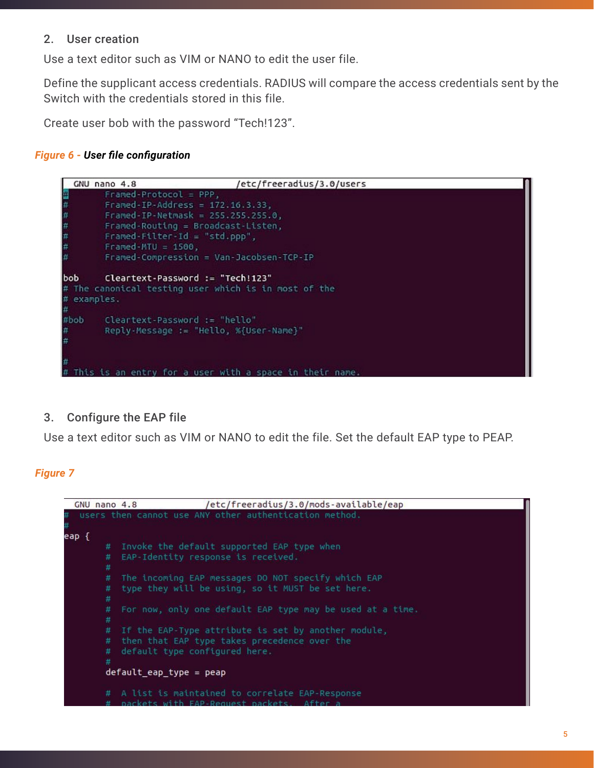2. User creation

Use a text editor such as VIM or NANO to edit the user file.

Define the supplicant access credentials. RADIUS will compare the access credentials sent by the Switch with the credentials stored in this file.

Create user bob with the password "Tech!123".

***Figure 6 - User file configuration***

```
  GNU nano 4.8                    /etc/freeradius/3.0/users
#       Framed-Protocol = PPP,
#       Framed-IP-Address = 172.16.3.33,
#       Framed-IP-Netmask = 255.255.255.0,
#       Framed-Routing = Broadcast-Listen,
#       Framed-Filter-Id = "std.ppp",
#       Framed-MTU = 1500,
#       Framed-Compression = Van-Jacobsen-TCP-IP

bob     Cleartext-Password := "Tech!123"
# The canonical testing user which is in most of the
# examples.
#
#bob    Cleartext-Password := "hello"
#       Reply-Message := "Hello, %{User-Name}"
#
#

#
# This is an entry for a user with a space in their name.
```

3. Configure the EAP file

Use a text editor such as VIM or NANO to edit the file. Set the default EAP type to PEAP.

***Figure 7***

```
  GNU nano 4.8              /etc/freeradius/3.0/mods-available/eap
#  users then cannot use ANY other authentication method.
#
eap {
        #  Invoke the default supported EAP type when
        #  EAP-Identity response is received.
        #
        #  The incoming EAP messages DO NOT specify which EAP
        #  type they will be using, so it MUST be set here.
        #
        #  For now, only one default EAP type may be used at a time.
        #
        #  If the EAP-Type attribute is set by another module,
        #  then that EAP type takes precedence over the
        #  default type configured here.
        #
        default_eap_type = peap

        #  A list is maintained to correlate EAP-Response
        #  packets with EAP-Request packets.  After a
```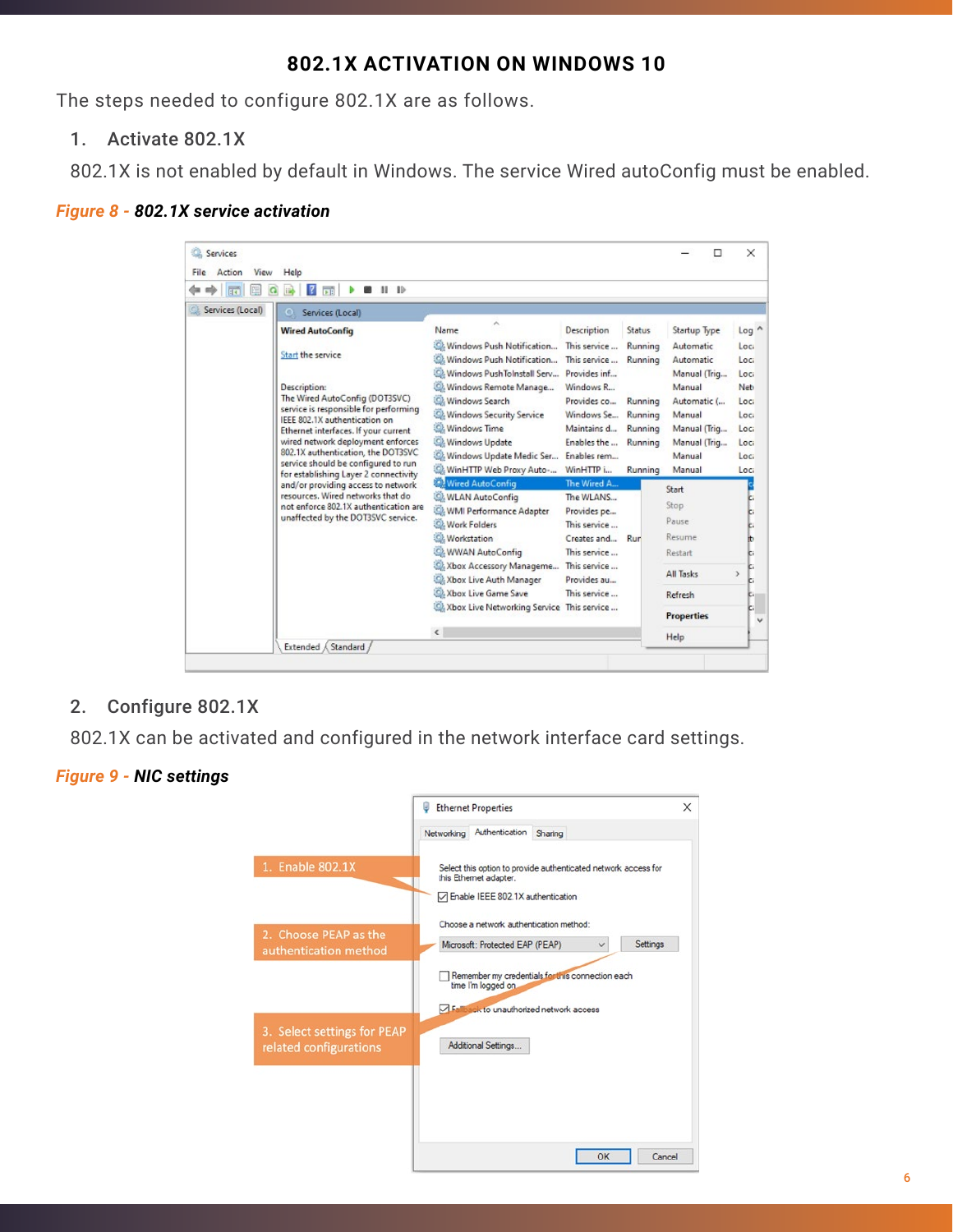## 802.1X ACTIVATION ON WINDOWS 10

The steps needed to configure 802.1X are as follows.

1. Activate 802.1X

802.1X is not enabled by default in Windows. The service Wired autoConfig must be enabled.

*Figure 8 - **802.1X service activation***

2. Configure 802.1X

802.1X can be activated and configured in the network interface card settings.

*Figure 9 - **NIC settings***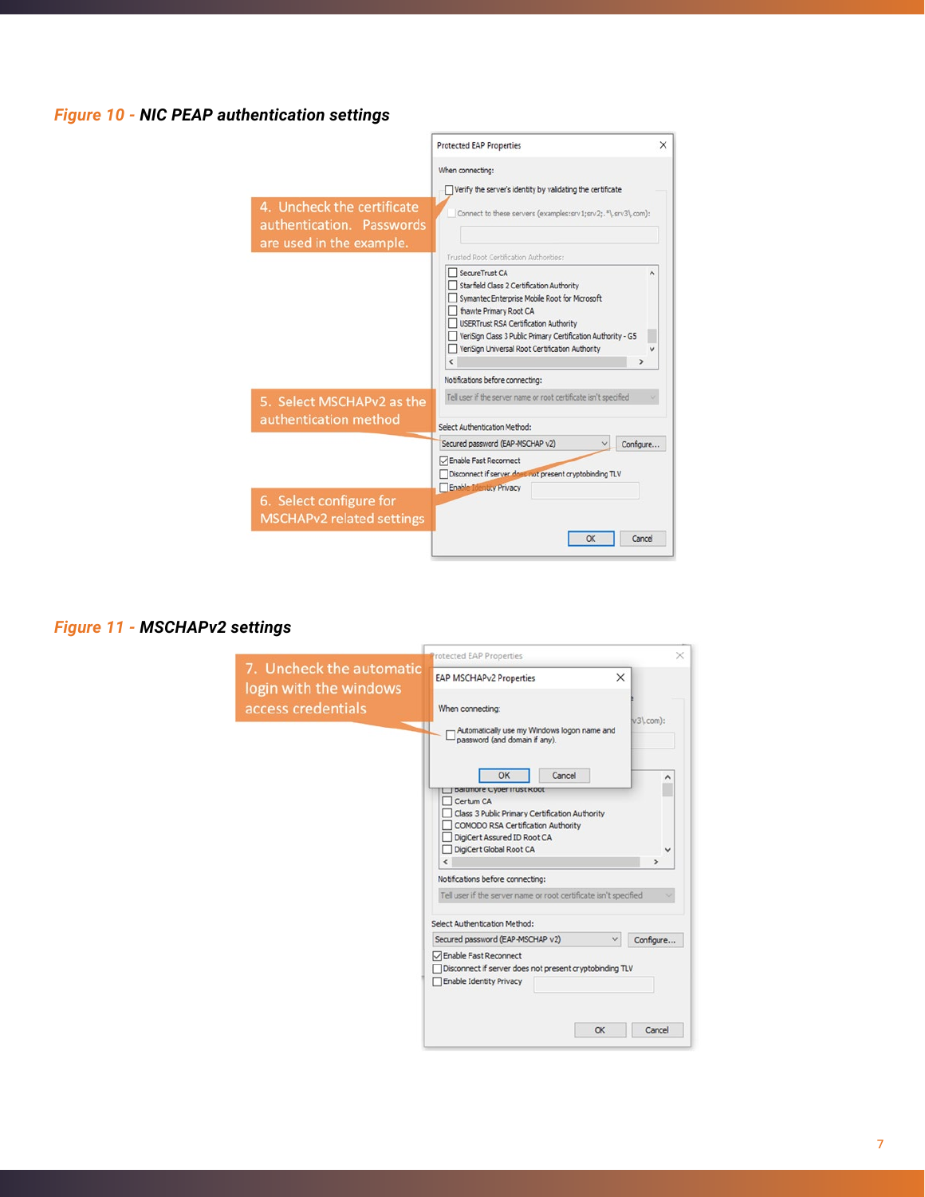**Figure 10 - NIC PEAP authentication settings**

4. Uncheck the certificate authentication. Passwords are used in the example.

5. Select MSCHAPv2 as the authentication method

6. Select configure for MSCHAPv2 related settings

**Figure 11 - MSCHAPv2 settings**

7. Uncheck the automatic login with the windows access credentials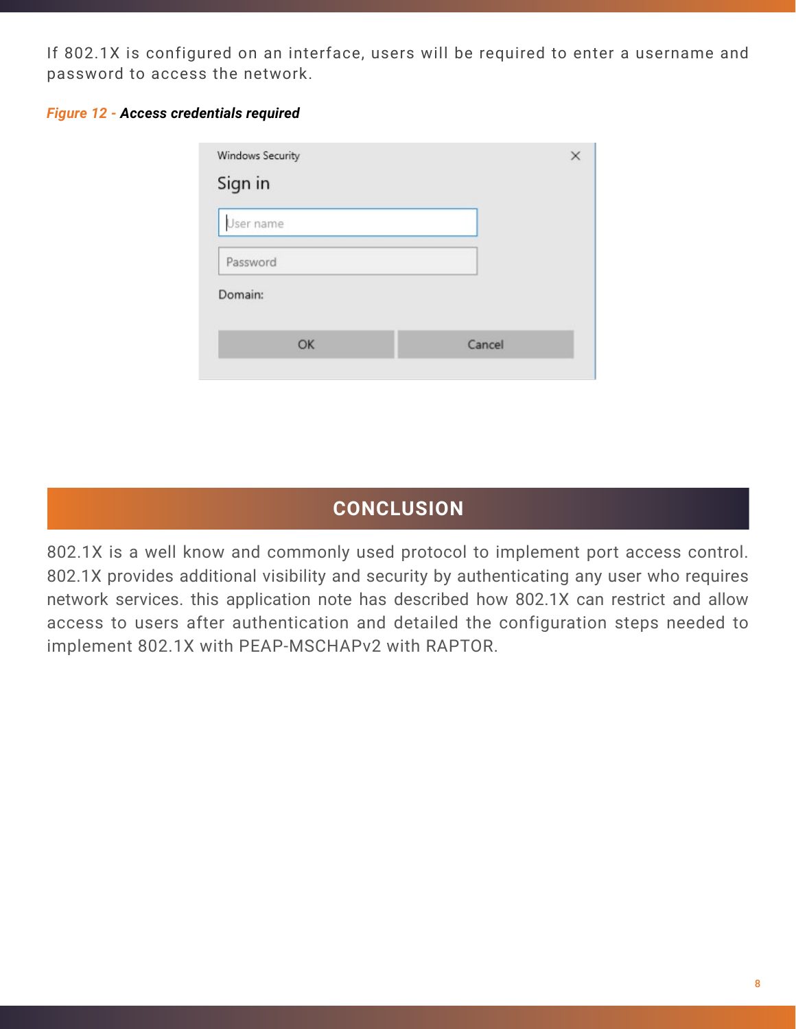If 802.1X is configured on an interface, users will be required to enter a username and password to access the network.

*Figure 12 - **Access credentials required***

## CONCLUSION

802.1X is a well know and commonly used protocol to implement port access control. 802.1X provides additional visibility and security by authenticating any user who requires network services. this application note has described how 802.1X can restrict and allow access to users after authentication and detailed the configuration steps needed to implement 802.1X with PEAP-MSCHAPv2 with RAPTOR.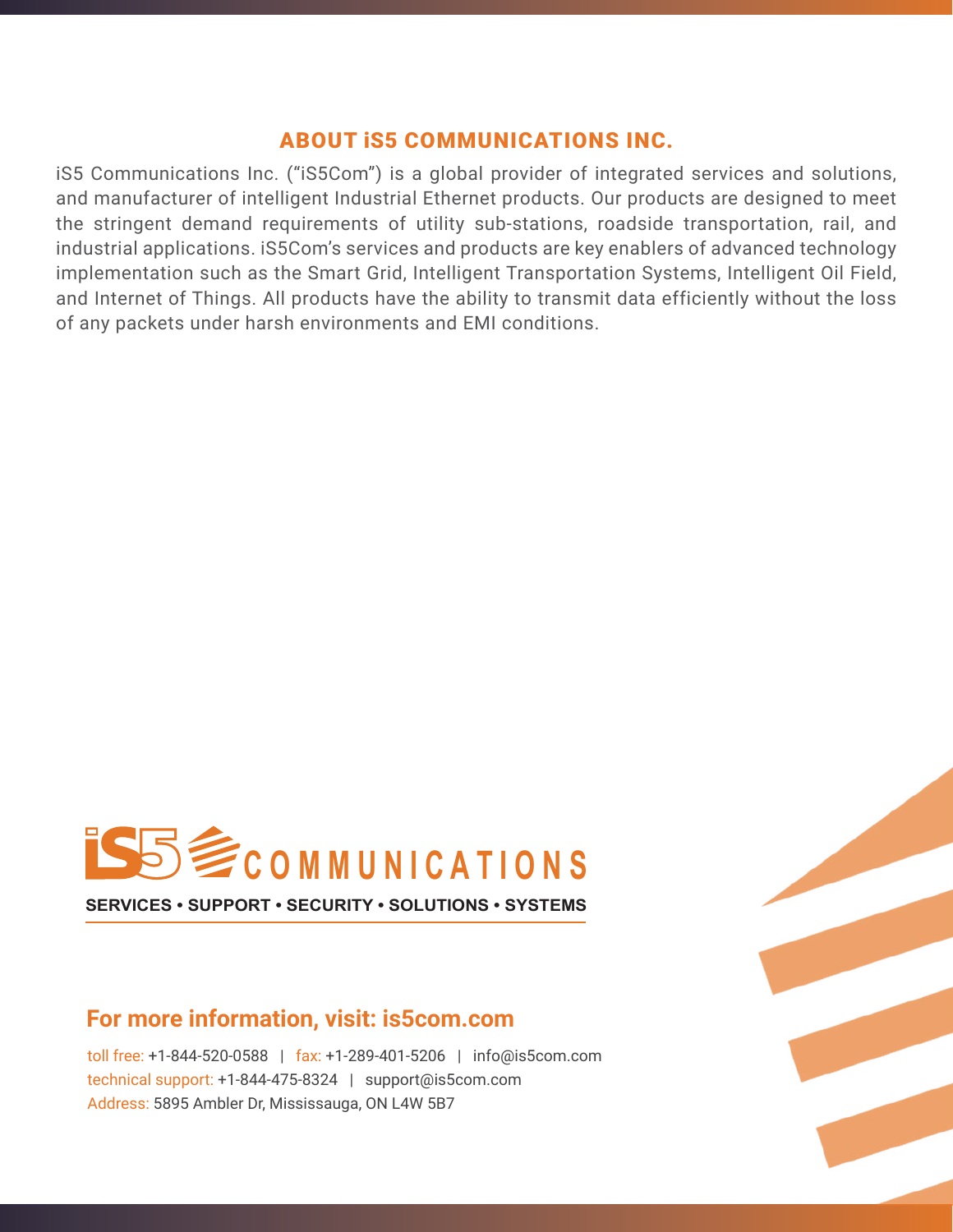## ABOUT iS5 COMMUNICATIONS INC.

iS5 Communications Inc. ("iS5Com") is a global provider of integrated services and solutions, and manufacturer of intelligent Industrial Ethernet products. Our products are designed to meet the stringent demand requirements of utility sub-stations, roadside transportation, rail, and industrial applications. iS5Com's services and products are key enablers of advanced technology implementation such as the Smart Grid, Intelligent Transportation Systems, Intelligent Oil Field, and Internet of Things. All products have the ability to transmit data efficiently without the loss of any packets under harsh environments and EMI conditions.

iS5 COMMUNICATIONS

**SERVICES • SUPPORT • SECURITY • SOLUTIONS • SYSTEMS**

### For more information, visit: is5com.com

toll free: +1-844-520-0588 | fax: +1-289-401-5206 | info@is5com.com
technical support: +1-844-475-8324 | support@is5com.com
Address: 5895 Ambler Dr, Mississauga, ON L4W 5B7